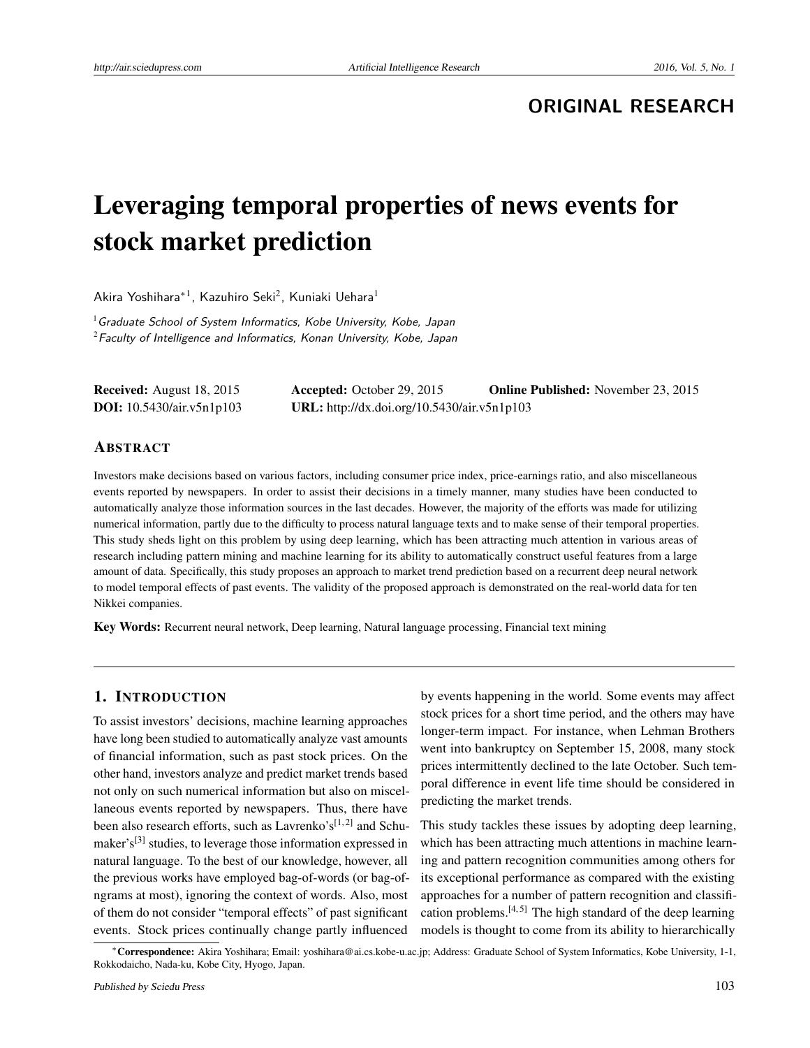ORIGINAL RESEARCH

# Leveraging temporal properties of news events for stock market prediction

Akira Yoshihara*[1], Kazuhiro Seki[2], Kuniaki Uehara[1]

[1]*Graduate School of System Informatics, Kobe University, Kobe, Japan*
[2]*Faculty of Intelligence and Informatics, Konan University, Kobe, Japan*

**Received:** August 18, 2015 **Accepted:** October 29, 2015 **Online Published:** November 23, 2015
**DOI:** 10.5430/air.v5n1p103 **URL:** http://dx.doi.org/10.5430/air.v5n1p103

## ABSTRACT

Investors make decisions based on various factors, including consumer price index, price-earnings ratio, and also miscellaneous events reported by newspapers. In order to assist their decisions in a timely manner, many studies have been conducted to automatically analyze those information sources in the last decades. However, the majority of the efforts was made for utilizing numerical information, partly due to the difficulty to process natural language texts and to make sense of their temporal properties. This study sheds light on this problem by using deep learning, which has been attracting much attention in various areas of research including pattern mining and machine learning for its ability to automatically construct useful features from a large amount of data. Specifically, this study proposes an approach to market trend prediction based on a recurrent deep neural network to model temporal effects of past events. The validity of the proposed approach is demonstrated on the real-world data for ten Nikkei companies.

**Key Words:** Recurrent neural network, Deep learning, Natural language processing, Financial text mining

## 1. INTRODUCTION

To assist investors' decisions, machine learning approaches have long been studied to automatically analyze vast amounts of financial information, such as past stock prices. On the other hand, investors analyze and predict market trends based not only on such numerical information but also on miscellaneous events reported by newspapers. Thus, there have been also research efforts, such as Lavrenko's[1,2] and Schumaker's[3] studies, to leverage those information expressed in natural language. To the best of our knowledge, however, all the previous works have employed bag-of-words (or bag-of-ngrams at most), ignoring the context of words. Also, most of them do not consider "temporal effects" of past significant events. Stock prices continually change partly influenced by events happening in the world. Some events may affect stock prices for a short time period, and the others may have longer-term impact. For instance, when Lehman Brothers went into bankruptcy on September 15, 2008, many stock prices intermittently declined to the late October. Such temporal difference in event life time should be considered in predicting the market trends.

This study tackles these issues by adopting deep learning, which has been attracting much attentions in machine learning and pattern recognition communities among others for its exceptional performance as compared with the existing approaches for a number of pattern recognition and classification problems.[4,5] The high standard of the deep learning models is thought to come from its ability to hierarchically

*Correspondence: Akira Yoshihara; Email: yoshihara@ai.cs.kobe-u.ac.jp; Address: Graduate School of System Informatics, Kobe University, 1-1, Rokkodaicho, Nada-ku, Kobe City, Hyogo, Japan.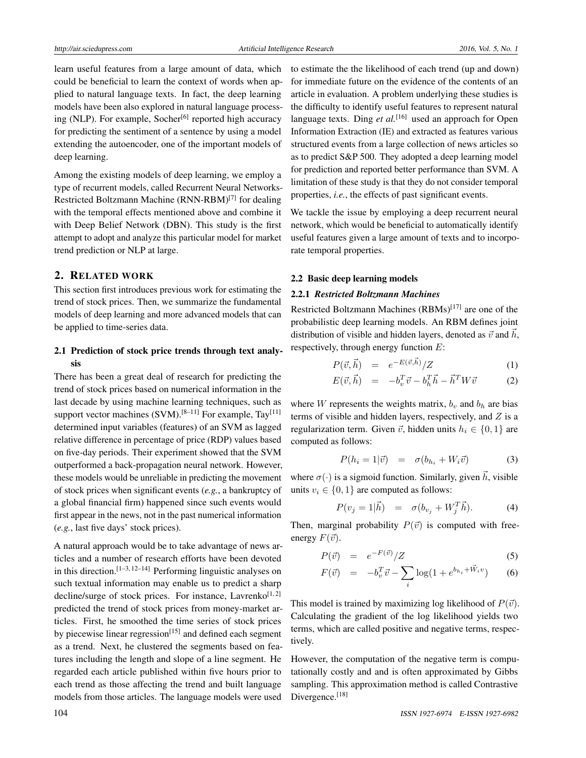learn useful features from a large amount of data, which could be beneficial to learn the context of words when applied to natural language texts. In fact, the deep learning models have been also explored in natural language processing (NLP). For example, Socher[6] reported high accuracy for predicting the sentiment of a sentence by using a model extending the autoencoder, one of the important models of deep learning.

Among the existing models of deep learning, we employ a type of recurrent models, called Recurrent Neural Networks-Restricted Boltzmann Machine (RNN-RBM)[7] for dealing with the temporal effects mentioned above and combine it with Deep Belief Network (DBN). This study is the first attempt to adopt and analyze this particular model for market trend prediction or NLP at large.

## 2. RELATED WORK

This section first introduces previous work for estimating the trend of stock prices. Then, we summarize the fundamental models of deep learning and more advanced models that can be applied to time-series data.

### 2.1 Prediction of stock price trends through text analysis

There has been a great deal of research for predicting the trend of stock prices based on numerical information in the last decade by using machine learning techniques, such as support vector machines (SVM).[8–11] For example, Tay[11] determined input variables (features) of an SVM as lagged relative difference in percentage of price (RDP) values based on five-day periods. Their experiment showed that the SVM outperformed a back-propagation neural network. However, these models would be unreliable in predicting the movement of stock prices when significant events (*e.g.*, a bankruptcy of a global financial firm) happened since such events would first appear in the news, not in the past numerical information (*e.g.*, last five days' stock prices).

A natural approach would be to take advantage of news articles and a number of research efforts have been devoted in this direction.[1–3, 12–14] Performing linguistic analyses on such textual information may enable us to predict a sharp decline/surge of stock prices. For instance, Lavrenko[1, 2] predicted the trend of stock prices from money-market articles. First, he smoothed the time series of stock prices by piecewise linear regression[15] and defined each segment as a trend. Next, he clustered the segments based on features including the length and slope of a line segment. He regarded each article published within five hours prior to each trend as those affecting the trend and built language models from those articles. The language models were used to estimate the the likelihood of each trend (up and down) for immediate future on the evidence of the contents of an article in evaluation. A problem underlying these studies is the difficulty to identify useful features to represent natural language texts. Ding *et al.*[16] used an approach for Open Information Extraction (IE) and extracted as features various structured events from a large collection of news articles so as to predict S&P 500. They adopted a deep learning model for prediction and reported better performance than SVM. A limitation of these study is that they do not consider temporal properties, *i.e.*, the effects of past significant events.

We tackle the issue by employing a deep recurrent neural network, which would be beneficial to automatically identify useful features given a large amount of texts and to incorporate temporal properties.

### 2.2 Basic deep learning models

#### 2.2.1 *Restricted Boltzmann Machines*

Restricted Boltzmann Machines (RBMs)[17] are one of the probabilistic deep learning models. An RBM defines joint distribution of visible and hidden layers, denoted as $\vec{v}$ and $\vec{h}$, respectively, through energy function $E$:

$$P(\vec{v},\vec{h}) = e^{-E(\vec{v},\vec{h})}/Z \quad (1)$$

$$E(\vec{v},\vec{h}) = -b_v^T\vec{v} - b_h^T\vec{h} - \vec{h}^T W \vec{v} \quad (2)$$

where $W$ represents the weights matrix, $b_v$ and $b_h$ are bias terms of visible and hidden layers, respectively, and $Z$ is a regularization term. Given $\vec{v}$, hidden units $h_i \in \{0,1\}$ are computed as follows:

$$P(h_i = 1|\vec{v}) = \sigma(b_{h_i} + W_i\vec{v}) \quad (3)$$

where $\sigma(\cdot)$ is a sigmoid function. Similarly, given $\vec{h}$, visible units $v_i \in \{0,1\}$ are computed as follows:

$$P(v_j = 1|\vec{h}) = \sigma(b_{v_j} + W_j^T\vec{h}). \quad (4)$$

Then, marginal probability $P(\vec{v})$ is computed with free-energy $F(\vec{v})$.

$$P(\vec{v}) = e^{-F(\vec{v})}/Z \quad (5)$$

$$F(\vec{v}) = -b_v^T\vec{v} - \sum_i \log(1 + e^{b_{h_i} + \vec{W}_i v}) \quad (6)$$

This model is trained by maximizing log likelihood of $P(\vec{v})$. Calculating the gradient of the log likelihood yields two terms, which are called positive and negative terms, respectively.

However, the computation of the negative term is computationally costly and and is often approximated by Gibbs sampling. This approximation method is called Contrastive Divergence.[18]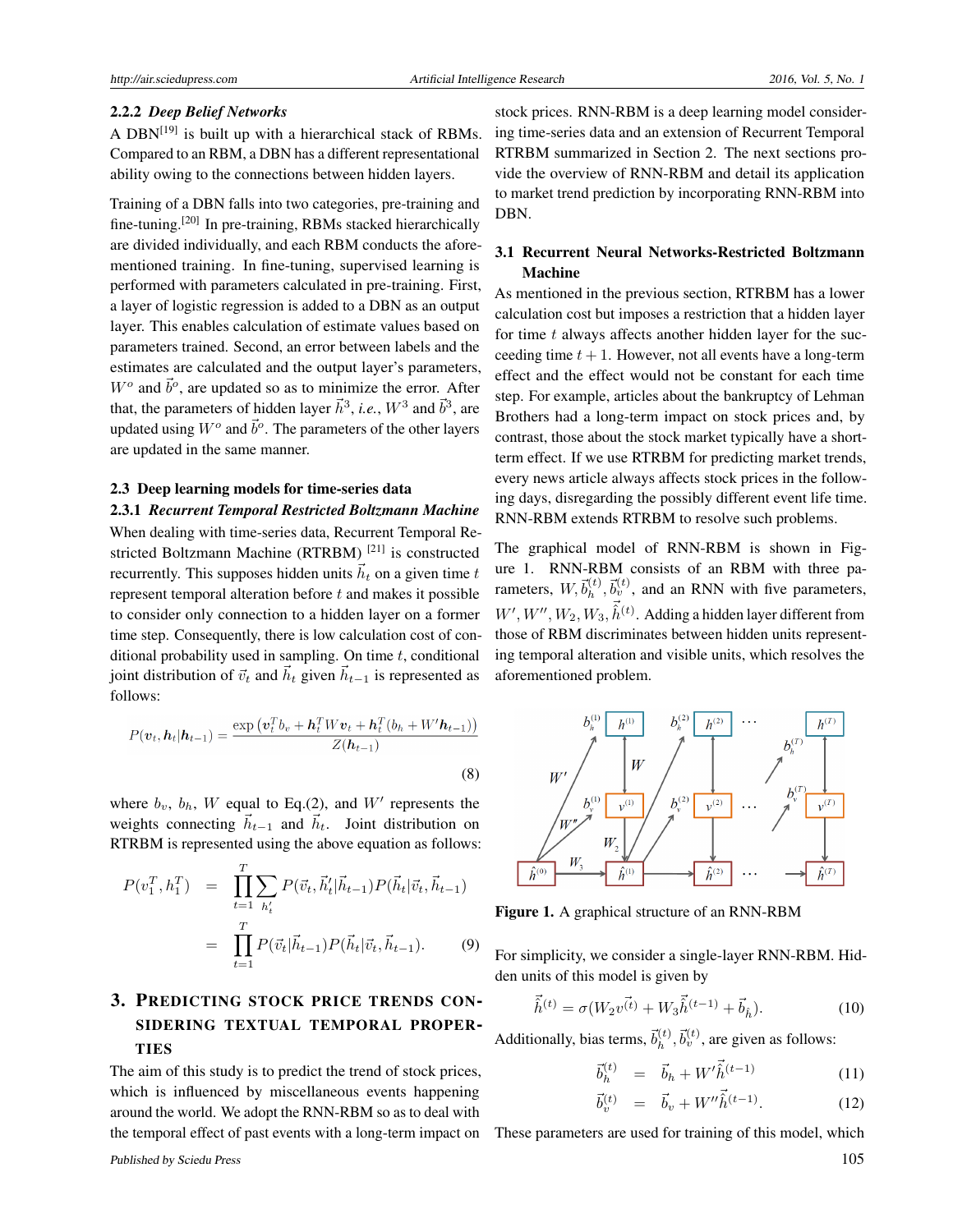### 2.2.2 *Deep Belief Networks*

A DBN[19] is built up with a hierarchical stack of RBMs. Compared to an RBM, a DBN has a different representational ability owing to the connections between hidden layers.

Training of a DBN falls into two categories, pre-training and fine-tuning.[20] In pre-training, RBMs stacked hierarchically are divided individually, and each RBM conducts the aforementioned training. In fine-tuning, supervised learning is performed with parameters calculated in pre-training. First, a layer of logistic regression is added to a DBN as an output layer. This enables calculation of estimate values based on parameters trained. Second, an error between labels and the estimates are calculated and the output layer's parameters, $W^o$ and $\vec{b}^o$, are updated so as to minimize the error. After that, the parameters of hidden layer $\vec{h}^3$, *i.e.*, $W^3$ and $\vec{b}^3$, are updated using $W^o$ and $\vec{b}^o$. The parameters of the other layers are updated in the same manner.

### 2.3 Deep learning models for time-series data

### 2.3.1 *Recurrent Temporal Restricted Boltzmann Machine*

When dealing with time-series data, Recurrent Temporal Restricted Boltzmann Machine (RTRBM) [21] is constructed recurrently. This supposes hidden units $\vec{h}_t$ on a given time $t$ represent temporal alteration before $t$ and makes it possible to consider only connection to a hidden layer on a former time step. Consequently, there is low calculation cost of conditional probability used in sampling. On time $t$, conditional joint distribution of $\vec{v}_t$ and $\vec{h}_t$ given $\vec{h}_{t-1}$ is represented as follows:

$$P(\boldsymbol{v}_t, \boldsymbol{h}_t | \boldsymbol{h}_{t-1}) = \frac{\exp\left(\boldsymbol{v}_t^T b_v + \boldsymbol{h}_t^T W \boldsymbol{v}_t + \boldsymbol{h}_t^T (b_h + W' \boldsymbol{h}_{t-1})\right)}{Z(\boldsymbol{h}_{t-1})} \tag{8}$$

where $b_v$, $b_h$, $W$ equal to Eq.(2), and $W'$ represents the weights connecting $\vec{h}_{t-1}$ and $\vec{h}_t$. Joint distribution on RTRBM is represented using the above equation as follows:

$$\begin{aligned} P(v_1^T, h_1^T) &= \prod_{t=1}^{T} \sum_{h_t'} P(\vec{v}_t, \vec{h}_t' | \vec{h}_{t-1}) P(\vec{h}_t | \vec{v}_t, \vec{h}_{t-1}) \\ &= \prod_{t=1}^{T} P(\vec{v}_t | \vec{h}_{t-1}) P(\vec{h}_t | \vec{v}_t, \vec{h}_{t-1}). \end{aligned} \tag{9}$$

## 3. Predicting stock price trends considering textual temporal properties

The aim of this study is to predict the trend of stock prices, which is influenced by miscellaneous events happening around the world. We adopt the RNN-RBM so as to deal with the temporal effect of past events with a long-term impact on stock prices. RNN-RBM is a deep learning model considering time-series data and an extension of Recurrent Temporal RTRBM summarized in Section 2. The next sections provide the overview of RNN-RBM and detail its application to market trend prediction by incorporating RNN-RBM into DBN.

### 3.1 Recurrent Neural Networks-Restricted Boltzmann Machine

As mentioned in the previous section, RTRBM has a lower calculation cost but imposes a restriction that a hidden layer for time $t$ always affects another hidden layer for the succeeding time $t+1$. However, not all events have a long-term effect and the effect would not be constant for each time step. For example, articles about the bankruptcy of Lehman Brothers had a long-term impact on stock prices and, by contrast, those about the stock market typically have a short-term effect. If we use RTRBM for predicting market trends, every news article always affects stock prices in the following days, disregarding the possibly different event life time. RNN-RBM extends RTRBM to resolve such problems.

The graphical model of RNN-RBM is shown in Figure 1. RNN-RBM consists of an RBM with three parameters, $W, \vec{b}_h^{(t)}, \vec{b}_v^{(t)}$, and an RNN with five parameters, $W', W'', W_2, W_3, \vec{\hat{h}}^{(t)}$. Adding a hidden layer different from those of RBM discriminates between hidden units representing temporal alteration and visible units, which resolves the aforementioned problem.

**Figure 1.** A graphical structure of an RNN-RBM

For simplicity, we consider a single-layer RNN-RBM. Hidden units of this model is given by

$$\vec{\hat{h}}^{(t)} = \sigma(W_2 \vec{v^{(t)}} + W_3 \vec{\hat{h}}^{(t-1)} + \vec{b}_{\hat{h}}). \tag{10}$$

Additionally, bias terms, $\vec{b}_h^{(t)}, \vec{b}_v^{(t)}$, are given as follows:

$$\vec{b}_h^{(t)} = \vec{b}_h + W' \vec{\hat{h}}^{(t-1)} \tag{11}$$

$$\vec{b}_v^{(t)} = \vec{b}_v + W'' \vec{\hat{h}}^{(t-1)}. \tag{12}$$

These parameters are used for training of this model, which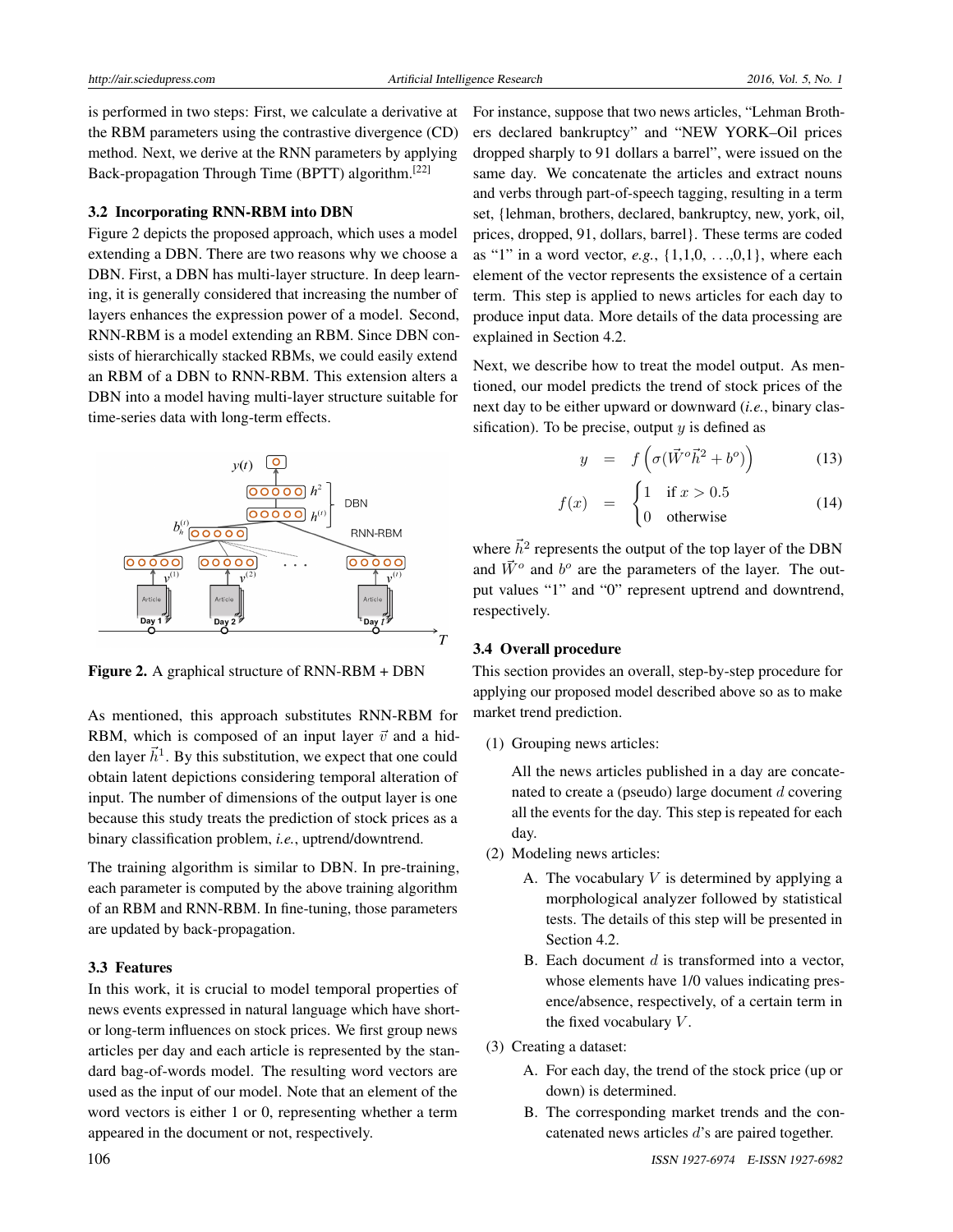is performed in two steps: First, we calculate a derivative at the RBM parameters using the contrastive divergence (CD) method. Next, we derive at the RNN parameters by applying Back-propagation Through Time (BPTT) algorithm.[22]

### 3.2 Incorporating RNN-RBM into DBN

Figure 2 depicts the proposed approach, which uses a model extending a DBN. There are two reasons why we choose a DBN. First, a DBN has multi-layer structure. In deep learning, it is generally considered that increasing the number of layers enhances the expression power of a model. Second, RNN-RBM is a model extending an RBM. Since DBN consists of hierarchically stacked RBMs, we could easily extend an RBM of a DBN to RNN-RBM. This extension alters a DBN into a model having multi-layer structure suitable for time-series data with long-term effects.

**Figure 2.** A graphical structure of RNN-RBM + DBN

As mentioned, this approach substitutes RNN-RBM for RBM, which is composed of an input layer $\vec{v}$ and a hidden layer $\vec{h}^1$. By this substitution, we expect that one could obtain latent depictions considering temporal alteration of input. The number of dimensions of the output layer is one because this study treats the prediction of stock prices as a binary classification problem, *i.e.*, uptrend/downtrend.

The training algorithm is similar to DBN. In pre-training, each parameter is computed by the above training algorithm of an RBM and RNN-RBM. In fine-tuning, those parameters are updated by back-propagation.

### 3.3 Features

In this work, it is crucial to model temporal properties of news events expressed in natural language which have short- or long-term influences on stock prices. We first group news articles per day and each article is represented by the standard bag-of-words model. The resulting word vectors are used as the input of our model. Note that an element of the word vectors is either 1 or 0, representing whether a term appeared in the document or not, respectively.

For instance, suppose that two news articles, "Lehman Brothers declared bankruptcy" and "NEW YORK–Oil prices dropped sharply to 91 dollars a barrel", were issued on the same day. We concatenate the articles and extract nouns and verbs through part-of-speech tagging, resulting in a term set, {lehman, brothers, declared, bankruptcy, new, york, oil, prices, dropped, 91, dollars, barrel}. These terms are coded as "1" in a word vector, *e.g.*, {1,1,0, . . .,0,1}, where each element of the vector represents the exsistence of a certain term. This step is applied to news articles for each day to produce input data. More details of the data processing are explained in Section 4.2.

Next, we describe how to treat the model output. As mentioned, our model predicts the trend of stock prices of the next day to be either upward or downward (*i.e.*, binary classification). To be precise, output $y$ is defined as

$$y = f\left(\sigma(\vec{W}^o\vec{h}^2 + b^o)\right) \tag{13}$$

$$f(x) = \begin{cases} 1 & \text{if } x > 0.5 \\ 0 & \text{otherwise} \end{cases} \tag{14}$$

where $\vec{h}^2$ represents the output of the top layer of the DBN and $\vec{W}^o$ and $b^o$ are the parameters of the layer. The output values "1" and "0" represent uptrend and downtrend, respectively.

### 3.4 Overall procedure

This section provides an overall, step-by-step procedure for applying our proposed model described above so as to make market trend prediction.

(1) Grouping news articles:

All the news articles published in a day are concatenated to create a (pseudo) large document $d$ covering all the events for the day. This step is repeated for each day.

(2) Modeling news articles:

A. The vocabulary $V$ is determined by applying a morphological analyzer followed by statistical tests. The details of this step will be presented in Section 4.2.

B. Each document $d$ is transformed into a vector, whose elements have 1/0 values indicating presence/absence, respectively, of a certain term in the fixed vocabulary $V$.

(3) Creating a dataset:

A. For each day, the trend of the stock price (up or down) is determined.

B. The corresponding market trends and the concatenated news articles $d$'s are paired together.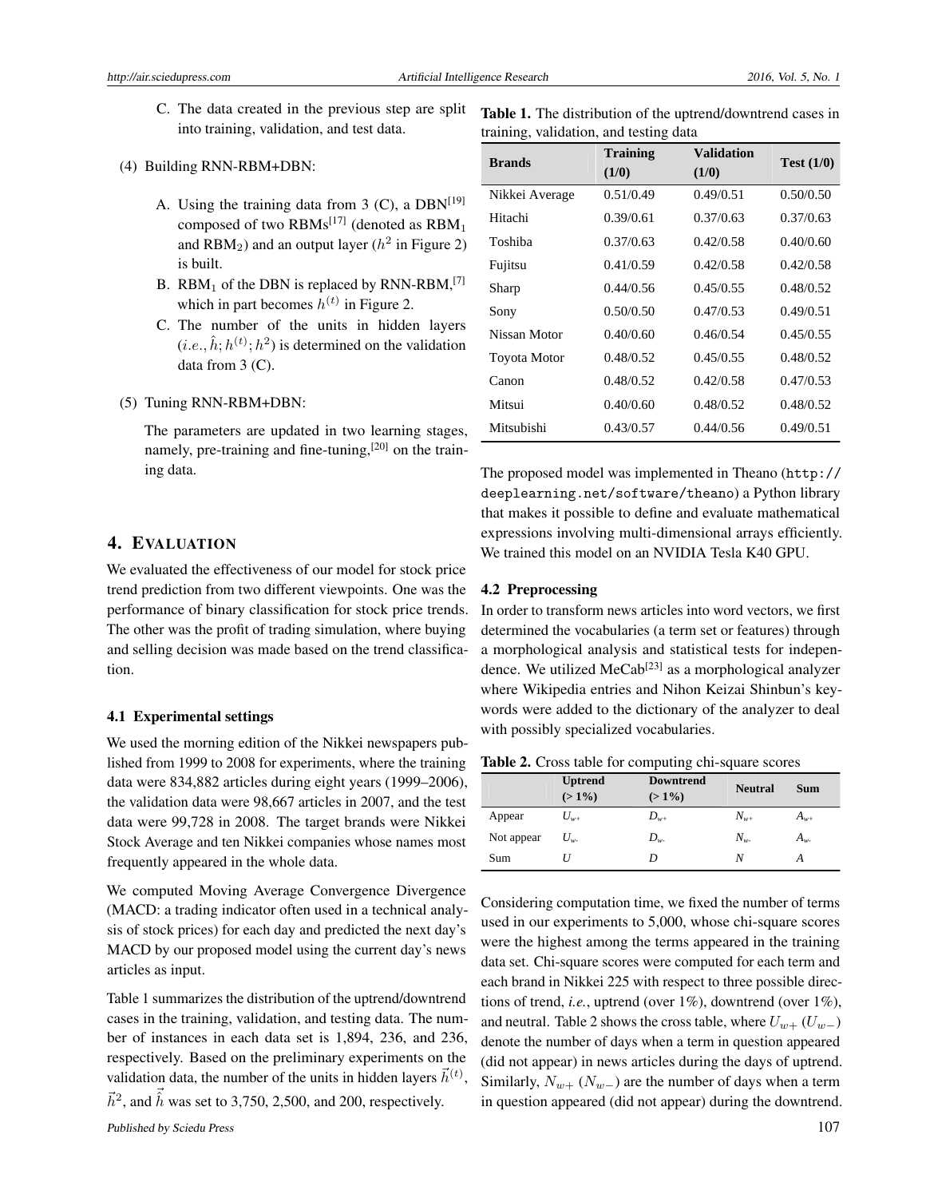C. The data created in the previous step are split into training, validation, and test data.

(4) Building RNN-RBM+DBN:

A. Using the training data from 3 (C), a DBN[19] composed of two RBMs[17] (denoted as $\mathrm{RBM}_1$ and $\mathrm{RBM}_2$) and an output layer ($h^2$ in Figure 2) is built.

B. $\mathrm{RBM}_1$ of the DBN is replaced by RNN-RBM,[7] which in part becomes $h^{(t)}$ in Figure 2.

C. The number of the units in hidden layers ($i.e., \hat{h}; h^{(t)}; h^2$) is determined on the validation data from 3 (C).

(5) Tuning RNN-RBM+DBN:

The parameters are updated in two learning stages, namely, pre-training and fine-tuning,[20] on the training data.

## 4. Evaluation

We evaluated the effectiveness of our model for stock price trend prediction from two different viewpoints. One was the performance of binary classification for stock price trends. The other was the profit of trading simulation, where buying and selling decision was made based on the trend classification.

### 4.1 Experimental settings

We used the morning edition of the Nikkei newspapers published from 1999 to 2008 for experiments, where the training data were 834,882 articles during eight years (1999–2006), the validation data were 98,667 articles in 2007, and the test data were 99,728 in 2008. The target brands were Nikkei Stock Average and ten Nikkei companies whose names most frequently appeared in the whole data.

We computed Moving Average Convergence Divergence (MACD: a trading indicator often used in a technical analysis of stock prices) for each day and predicted the next day's MACD by our proposed model using the current day's news articles as input.

Table 1 summarizes the distribution of the uptrend/downtrend cases in the training, validation, and testing data. The number of instances in each data set is 1,894, 236, and 236, respectively. Based on the preliminary experiments on the validation data, the number of the units in hidden layers $\vec{h}^{(t)}$, $\vec{h}^2$, and $\hat{\vec{h}}$ was set to 3,750, 2,500, and 200, respectively.

**Table 1.** The distribution of the uptrend/downtrend cases in training, validation, and testing data

| Brands | Training (1/0) | Validation (1/0) | Test (1/0) |
|---|---|---|---|
| Nikkei Average | 0.51/0.49 | 0.49/0.51 | 0.50/0.50 |
| Hitachi | 0.39/0.61 | 0.37/0.63 | 0.37/0.63 |
| Toshiba | 0.37/0.63 | 0.42/0.58 | 0.40/0.60 |
| Fujitsu | 0.41/0.59 | 0.42/0.58 | 0.42/0.58 |
| Sharp | 0.44/0.56 | 0.45/0.55 | 0.48/0.52 |
| Sony | 0.50/0.50 | 0.47/0.53 | 0.49/0.51 |
| Nissan Motor | 0.40/0.60 | 0.46/0.54 | 0.45/0.55 |
| Toyota Motor | 0.48/0.52 | 0.45/0.55 | 0.48/0.52 |
| Canon | 0.48/0.52 | 0.42/0.58 | 0.47/0.53 |
| Mitsui | 0.40/0.60 | 0.48/0.52 | 0.48/0.52 |
| Mitsubishi | 0.43/0.57 | 0.44/0.56 | 0.49/0.51 |

The proposed model was implemented in Theano (`http://deeplearning.net/software/theano`) a Python library that makes it possible to define and evaluate mathematical expressions involving multi-dimensional arrays efficiently. We trained this model on an NVIDIA Tesla K40 GPU.

### 4.2 Preprocessing

In order to transform news articles into word vectors, we first determined the vocabularies (a term set or features) through a morphological analysis and statistical tests for independence. We utilized MeCab[23] as a morphological analyzer where Wikipedia entries and Nihon Keizai Shinbun's keywords were added to the dictionary of the analyzer to deal with possibly specialized vocabularies.

**Table 2.** Cross table for computing chi-square scores

| | Uptrend (> 1%) | Downtrend (> 1%) | Neutral | Sum |
|---|---|---|---|---|
| Appear | $U_{w+}$ | $D_{w+}$ | $N_{w+}$ | $A_{w+}$ |
| Not appear | $U_{w-}$ | $D_{w-}$ | $N_{w-}$ | $A_{w-}$ |
| Sum | $U$ | $D$ | $N$ | $A$ |

Considering computation time, we fixed the number of terms used in our experiments to 5,000, whose chi-square scores were the highest among the terms appeared in the training data set. Chi-square scores were computed for each term and each brand in Nikkei 225 with respect to three possible directions of trend, *i.e.*, uptrend (over 1%), downtrend (over 1%), and neutral. Table 2 shows the cross table, where $U_{w+}$ ($U_{w-}$) denote the number of days when a term in question appeared (did not appear) in news articles during the days of uptrend. Similarly, $N_{w+}$ ($N_{w-}$) are the number of days when a term in question appeared (did not appear) during the downtrend.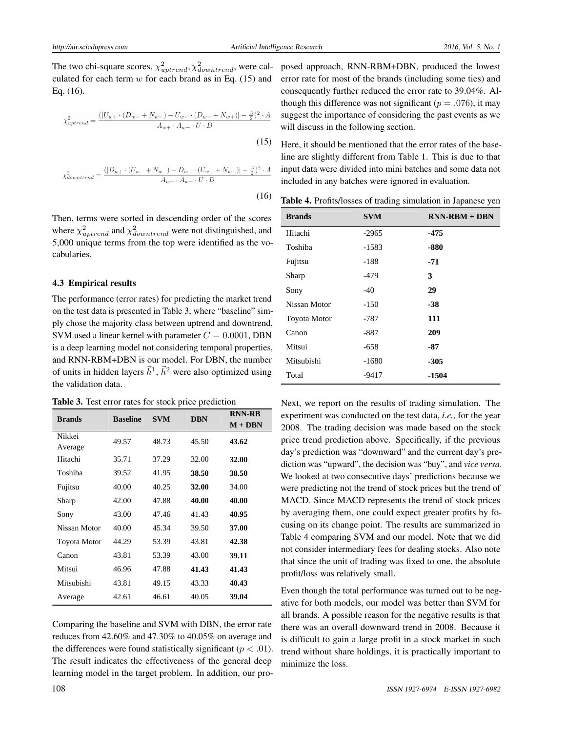The two chi-square scores, $\chi^2_{uptrend}, \chi^2_{downtrend}$, were calculated for each term $w$ for each brand as in Eq. (15) and Eq. (16).

$$\chi^2_{uptrend} = \frac{(|U_{w+} \cdot (D_{w-} + N_{w-}) - U_{w-} \cdot (D_{w+} + N_{w+})| - \frac{A}{2})^2 \cdot A}{A_{w+} \cdot A_{w-} \cdot U \cdot D} \tag{15}$$

$$\chi^2_{downtrend} = \frac{(|D_{w+} \cdot (U_{w-} + N_{w-}) - D_{w-} \cdot (U_{w+} + N_{w+})| - \frac{A}{2})^2 \cdot A}{A_{w+} \cdot A_{w-} \cdot U \cdot D} \tag{16}$$

Then, terms were sorted in descending order of the scores where $\chi^2_{uptrend}$ and $\chi^2_{downtrend}$ were not distinguished, and 5,000 unique terms from the top were identified as the vocabularies.

### 4.3 Empirical results

The performance (error rates) for predicting the market trend on the test data is presented in Table 3, where "baseline" simply chose the majority class between uptrend and downtrend, SVM used a linear kernel with parameter $C = 0.0001$, DBN is a deep learning model not considering temporal properties, and RNN-RBM+DBN is our model. For DBN, the number of units in hidden layers $\vec{h}^1$, $\vec{h}^2$ were also optimized using the validation data.

**Table 3.** Test error rates for stock price prediction

| Brands | Baseline | SVM | DBN | RNN-RBM + DBN |
|---|---|---|---|---|
| Nikkei Average | 49.57 | 48.73 | 45.50 | **43.62** |
| Hitachi | 35.71 | 37.29 | 32.00 | **32.00** |
| Toshiba | 39.52 | 41.95 | **38.50** | **38.50** |
| Fujitsu | 40.00 | 40.25 | **32.00** | 34.00 |
| Sharp | 42.00 | 47.88 | **40.00** | **40.00** |
| Sony | 43.00 | 47.46 | 41.43 | **40.95** |
| Nissan Motor | 40.00 | 45.34 | 39.50 | **37.00** |
| Toyota Motor | 44.29 | 53.39 | 43.81 | **42.38** |
| Canon | 43.81 | 53.39 | 43.00 | **39.11** |
| Mitsui | 46.96 | 47.88 | **41.43** | **41.43** |
| Mitsubishi | 43.81 | 49.15 | 43.33 | **40.43** |
| Average | 42.61 | 46.61 | 40.05 | **39.04** |

Comparing the baseline and SVM with DBN, the error rate reduces from 42.60% and 47.30% to 40.05% on average and the differences were found statistically significant ($p < .01$). The result indicates the effectiveness of the general deep learning model in the target problem. In addition, our proposed approach, RNN-RBM+DBN, produced the lowest error rate for most of the brands (including some ties) and consequently further reduced the error rate to 39.04%. Although this difference was not significant ($p = .076$), it may suggest the importance of considering the past events as we will discuss in the following section.

Here, it should be mentioned that the error rates of the baseline are slightly different from Table 1. This is due to that input data were divided into mini batches and some data not included in any batches were ignored in evaluation.

**Table 4.** Profits/losses of trading simulation in Japanese yen

| Brands | SVM | RNN-RBM + DBN |
|---|---|---|
| Hitachi | -2965 | **-475** |
| Toshiba | -1583 | **-880** |
| Fujitsu | -188 | **-71** |
| Sharp | -479 | **3** |
| Sony | -40 | **29** |
| Nissan Motor | -150 | **-38** |
| Toyota Motor | -787 | **111** |
| Canon | -887 | **209** |
| Mitsui | -658 | **-87** |
| Mitsubishi | -1680 | **-305** |
| Total | -9417 | **-1504** |

Next, we report on the results of trading simulation. The experiment was conducted on the test data, *i.e.*, for the year 2008. The trading decision was made based on the stock price trend prediction above. Specifically, if the previous day's prediction was "downward" and the current day's prediction was "upward", the decision was "buy", and *vice versa*. We looked at two consecutive days' predictions because we were predicting not the trend of stock prices but the trend of MACD. Since MACD represents the trend of stock prices by averaging them, one could expect greater profits by focusing on its change point. The results are summarized in Table 4 comparing SVM and our model. Note that we did not consider intermediary fees for dealing stocks. Also note that since the unit of trading was fixed to one, the absolute profit/loss was relatively small.

Even though the total performance was turned out to be negative for both models, our model was better than SVM for all brands. A possible reason for the negative results is that there was an overall downward trend in 2008. Because it is difficult to gain a large profit in a stock market in such trend without share holdings, it is practically important to minimize the loss.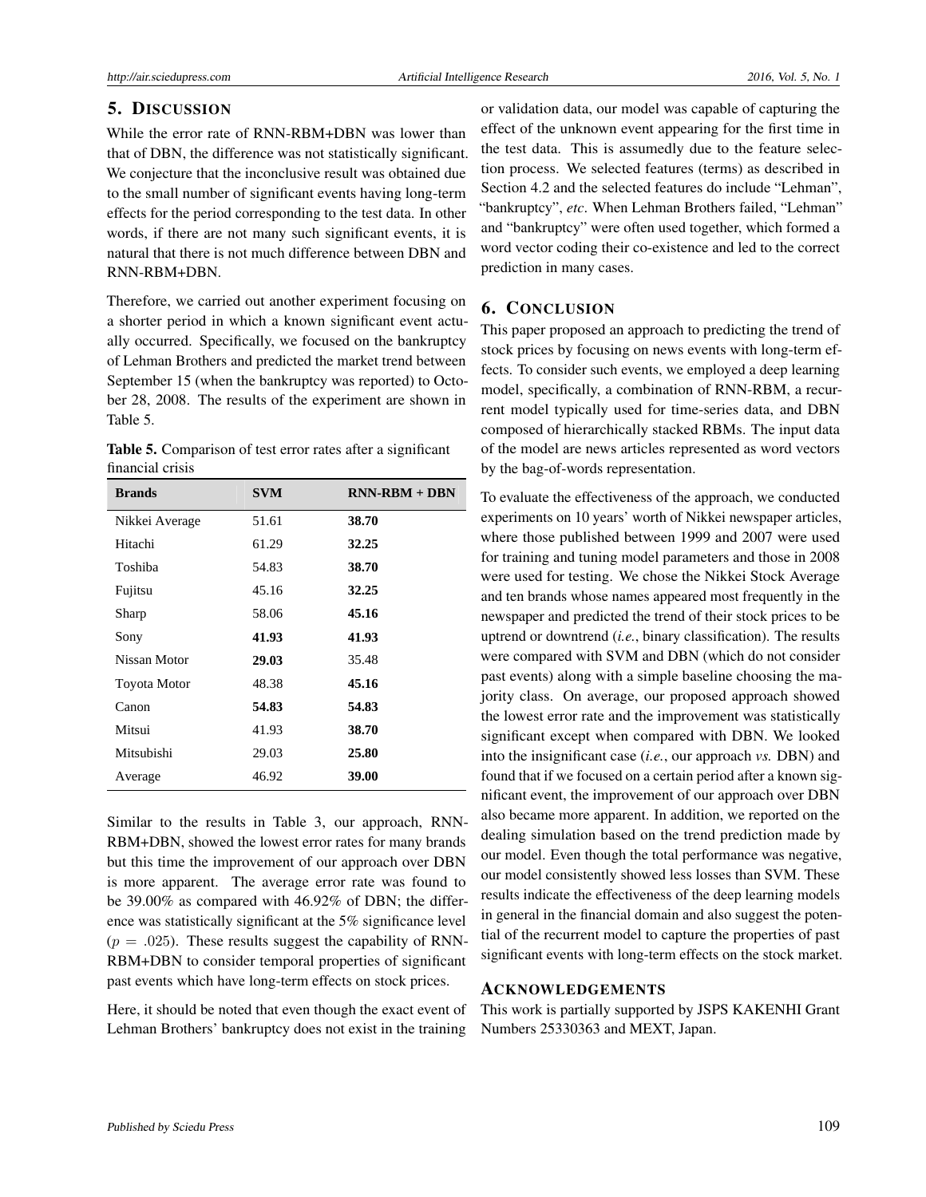## 5. DISCUSSION

While the error rate of RNN-RBM+DBN was lower than that of DBN, the difference was not statistically significant. We conjecture that the inconclusive result was obtained due to the small number of significant events having long-term effects for the period corresponding to the test data. In other words, if there are not many such significant events, it is natural that there is not much difference between DBN and RNN-RBM+DBN.

Therefore, we carried out another experiment focusing on a shorter period in which a known significant event actually occurred. Specifically, we focused on the bankruptcy of Lehman Brothers and predicted the market trend between September 15 (when the bankruptcy was reported) to October 28, 2008. The results of the experiment are shown in Table 5.

**Table 5.** Comparison of test error rates after a significant financial crisis

| Brands | SVM | RNN-RBM + DBN |
| --- | --- | --- |
| Nikkei Average | 51.61 | **38.70** |
| Hitachi | 61.29 | **32.25** |
| Toshiba | 54.83 | **38.70** |
| Fujitsu | 45.16 | **32.25** |
| Sharp | 58.06 | **45.16** |
| Sony | **41.93** | **41.93** |
| Nissan Motor | **29.03** | 35.48 |
| Toyota Motor | 48.38 | **45.16** |
| Canon | **54.83** | **54.83** |
| Mitsui | 41.93 | **38.70** |
| Mitsubishi | 29.03 | **25.80** |
| Average | 46.92 | **39.00** |

Similar to the results in Table 3, our approach, RNN-RBM+DBN, showed the lowest error rates for many brands but this time the improvement of our approach over DBN is more apparent. The average error rate was found to be 39.00% as compared with 46.92% of DBN; the difference was statistically significant at the 5% significance level ($p = .025$). These results suggest the capability of RNN-RBM+DBN to consider temporal properties of significant past events which have long-term effects on stock prices.

Here, it should be noted that even though the exact event of Lehman Brothers' bankruptcy does not exist in the training or validation data, our model was capable of capturing the effect of the unknown event appearing for the first time in the test data. This is assumedly due to the feature selection process. We selected features (terms) as described in Section 4.2 and the selected features do include "Lehman", "bankruptcy", *etc*. When Lehman Brothers failed, "Lehman" and "bankruptcy" were often used together, which formed a word vector coding their co-existence and led to the correct prediction in many cases.

## 6. CONCLUSION

This paper proposed an approach to predicting the trend of stock prices by focusing on news events with long-term effects. To consider such events, we employed a deep learning model, specifically, a combination of RNN-RBM, a recurrent model typically used for time-series data, and DBN composed of hierarchically stacked RBMs. The input data of the model are news articles represented as word vectors by the bag-of-words representation.

To evaluate the effectiveness of the approach, we conducted experiments on 10 years' worth of Nikkei newspaper articles, where those published between 1999 and 2007 were used for training and tuning model parameters and those in 2008 were used for testing. We chose the Nikkei Stock Average and ten brands whose names appeared most frequently in the newspaper and predicted the trend of their stock prices to be uptrend or downtrend (*i.e.*, binary classification). The results were compared with SVM and DBN (which do not consider past events) along with a simple baseline choosing the majority class. On average, our proposed approach showed the lowest error rate and the improvement was statistically significant except when compared with DBN. We looked into the insignificant case (*i.e.*, our approach *vs.* DBN) and found that if we focused on a certain period after a known significant event, the improvement of our approach over DBN also became more apparent. In addition, we reported on the dealing simulation based on the trend prediction made by our model. Even though the total performance was negative, our model consistently showed less losses than SVM. These results indicate the effectiveness of the deep learning models in general in the financial domain and also suggest the potential of the recurrent model to capture the properties of past significant events with long-term effects on the stock market.

## ACKNOWLEDGEMENTS

This work is partially supported by JSPS KAKENHI Grant Numbers 25330363 and MEXT, Japan.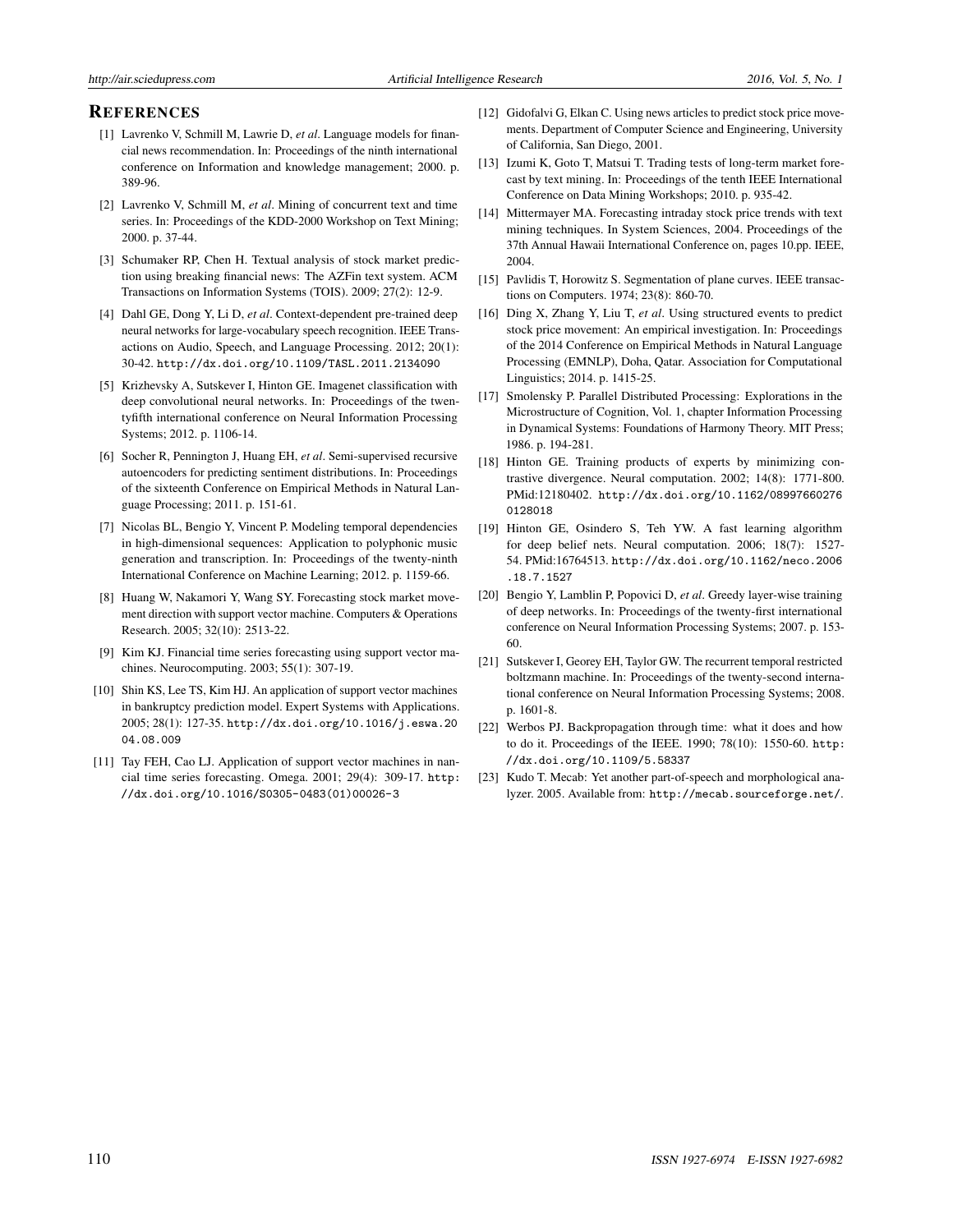## REFERENCES

[1] Lavrenko V, Schmill M, Lawrie D, *et al*. Language models for financial news recommendation. In: Proceedings of the ninth international conference on Information and knowledge management; 2000. p. 389-96.

[2] Lavrenko V, Schmill M, *et al*. Mining of concurrent text and time series. In: Proceedings of the KDD-2000 Workshop on Text Mining; 2000. p. 37-44.

[3] Schumaker RP, Chen H. Textual analysis of stock market prediction using breaking financial news: The AZFin text system. ACM Transactions on Information Systems (TOIS). 2009; 27(2): 12-9.

[4] Dahl GE, Dong Y, Li D, *et al*. Context-dependent pre-trained deep neural networks for large-vocabulary speech recognition. IEEE Transactions on Audio, Speech, and Language Processing. 2012; 20(1): 30-42. http://dx.doi.org/10.1109/TASL.2011.2134090

[5] Krizhevsky A, Sutskever I, Hinton GE. Imagenet classification with deep convolutional neural networks. In: Proceedings of the twentyfifth international conference on Neural Information Processing Systems; 2012. p. 1106-14.

[6] Socher R, Pennington J, Huang EH, *et al*. Semi-supervised recursive autoencoders for predicting sentiment distributions. In: Proceedings of the sixteenth Conference on Empirical Methods in Natural Language Processing; 2011. p. 151-61.

[7] Nicolas BL, Bengio Y, Vincent P. Modeling temporal dependencies in high-dimensional sequences: Application to polyphonic music generation and transcription. In: Proceedings of the twenty-ninth International Conference on Machine Learning; 2012. p. 1159-66.

[8] Huang W, Nakamori Y, Wang SY. Forecasting stock market movement direction with support vector machine. Computers & Operations Research. 2005; 32(10): 2513-22.

[9] Kim KJ. Financial time series forecasting using support vector machines. Neurocomputing. 2003; 55(1): 307-19.

[10] Shin KS, Lee TS, Kim HJ. An application of support vector machines in bankruptcy prediction model. Expert Systems with Applications. 2005; 28(1): 127-35. http://dx.doi.org/10.1016/j.eswa.2004.08.009

[11] Tay FEH, Cao LJ. Application of support vector machines in nancial time series forecasting. Omega. 2001; 29(4): 309-17. http://dx.doi.org/10.1016/S0305-0483(01)00026-3

[12] Gidofalvi G, Elkan C. Using news articles to predict stock price movements. Department of Computer Science and Engineering, University of California, San Diego, 2001.

[13] Izumi K, Goto T, Matsui T. Trading tests of long-term market forecast by text mining. In: Proceedings of the tenth IEEE International Conference on Data Mining Workshops; 2010. p. 935-42.

[14] Mittermayer MA. Forecasting intraday stock price trends with text mining techniques. In System Sciences, 2004. Proceedings of the 37th Annual Hawaii International Conference on, pages 10.pp. IEEE, 2004.

[15] Pavlidis T, Horowitz S. Segmentation of plane curves. IEEE transactions on Computers. 1974; 23(8): 860-70.

[16] Ding X, Zhang Y, Liu T, *et al*. Using structured events to predict stock price movement: An empirical investigation. In: Proceedings of the 2014 Conference on Empirical Methods in Natural Language Processing (EMNLP), Doha, Qatar. Association for Computational Linguistics; 2014. p. 1415-25.

[17] Smolensky P. Parallel Distributed Processing: Explorations in the Microstructure of Cognition, Vol. 1, chapter Information Processing in Dynamical Systems: Foundations of Harmony Theory. MIT Press; 1986. p. 194-281.

[18] Hinton GE. Training products of experts by minimizing contrastive divergence. Neural computation. 2002; 14(8): 1771-800. PMid:12180402. http://dx.doi.org/10.1162/089976602760128018

[19] Hinton GE, Osindero S, Teh YW. A fast learning algorithm for deep belief nets. Neural computation. 2006; 18(7): 1527-54. PMid:16764513. http://dx.doi.org/10.1162/neco.2006.18.7.1527

[20] Bengio Y, Lamblin P, Popovici D, *et al*. Greedy layer-wise training of deep networks. In: Proceedings of the twenty-first international conference on Neural Information Processing Systems; 2007. p. 153-60.

[21] Sutskever I, Georey EH, Taylor GW. The recurrent temporal restricted boltzmann machine. In: Proceedings of the twenty-second international conference on Neural Information Processing Systems; 2008. p. 1601-8.

[22] Werbos PJ. Backpropagation through time: what it does and how to do it. Proceedings of the IEEE. 1990; 78(10): 1550-60. http://dx.doi.org/10.1109/5.58337

[23] Kudo T. Mecab: Yet another part-of-speech and morphological analyzer. 2005. Available from: http://mecab.sourceforge.net/.